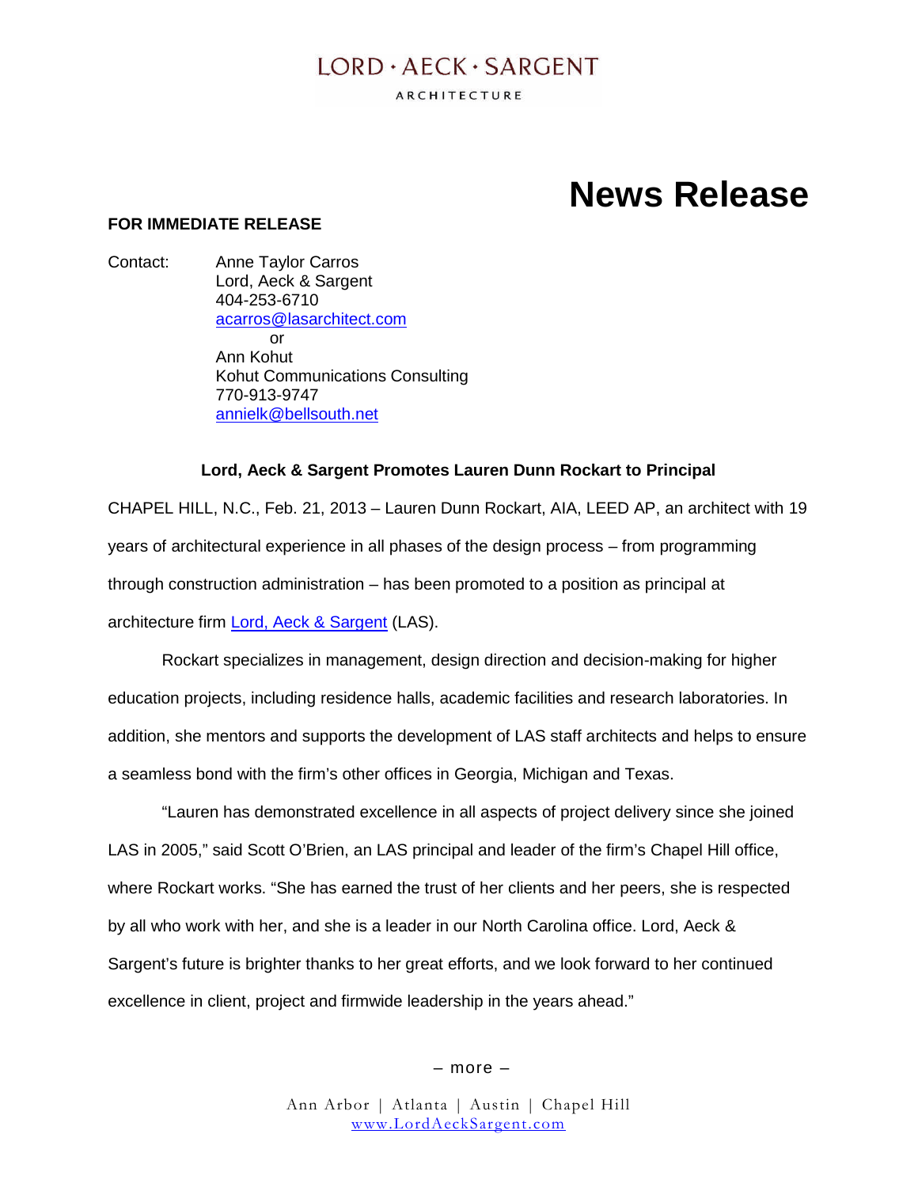LORD · AECK · SARGENT

ARCHITECTURE

# News Release

**FOR IMMEDIATE RELEASE**

Contact: Anne Taylor Carros
Lord, Aeck & Sargent
404-253-6710
acarros@lasarchitect.com
or
Ann Kohut
Kohut Communications Consulting
770-913-9747
annielk@bellsouth.net

**Lord, Aeck & Sargent Promotes Lauren Dunn Rockart to Principal**

CHAPEL HILL, N.C., Feb. 21, 2013 – Lauren Dunn Rockart, AIA, LEED AP, an architect with 19 years of architectural experience in all phases of the design process – from programming through construction administration – has been promoted to a position as principal at architecture firm Lord, Aeck & Sargent (LAS).

Rockart specializes in management, design direction and decision-making for higher education projects, including residence halls, academic facilities and research laboratories. In addition, she mentors and supports the development of LAS staff architects and helps to ensure a seamless bond with the firm's other offices in Georgia, Michigan and Texas.

"Lauren has demonstrated excellence in all aspects of project delivery since she joined LAS in 2005," said Scott O'Brien, an LAS principal and leader of the firm's Chapel Hill office, where Rockart works. "She has earned the trust of her clients and her peers, she is respected by all who work with her, and she is a leader in our North Carolina office. Lord, Aeck & Sargent's future is brighter thanks to her great efforts, and we look forward to her continued excellence in client, project and firmwide leadership in the years ahead."

– more –

Ann Arbor | Atlanta | Austin | Chapel Hill
www.LordAeckSargent.com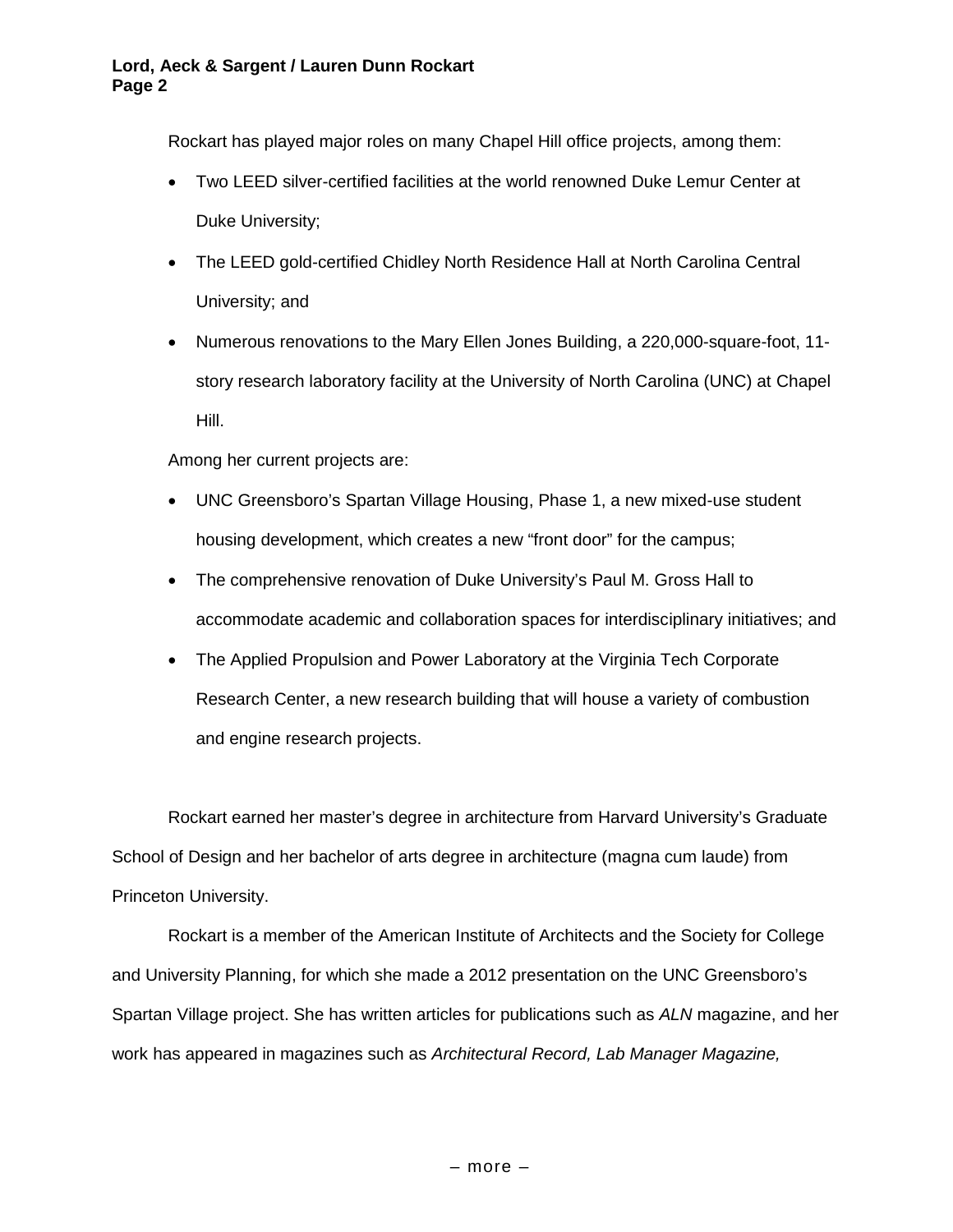Rockart has played major roles on many Chapel Hill office projects, among them:

- Two LEED silver-certified facilities at the world renowned Duke Lemur Center at Duke University;
- The LEED gold-certified Chidley North Residence Hall at North Carolina Central University; and
- Numerous renovations to the Mary Ellen Jones Building, a 220,000-square-foot, 11-story research laboratory facility at the University of North Carolina (UNC) at Chapel Hill.

Among her current projects are:

- UNC Greensboro's Spartan Village Housing, Phase 1, a new mixed-use student housing development, which creates a new "front door" for the campus;
- The comprehensive renovation of Duke University's Paul M. Gross Hall to accommodate academic and collaboration spaces for interdisciplinary initiatives; and
- The Applied Propulsion and Power Laboratory at the Virginia Tech Corporate Research Center, a new research building that will house a variety of combustion and engine research projects.

Rockart earned her master's degree in architecture from Harvard University's Graduate School of Design and her bachelor of arts degree in architecture (magna cum laude) from Princeton University.

Rockart is a member of the American Institute of Architects and the Society for College and University Planning, for which she made a 2012 presentation on the UNC Greensboro's Spartan Village project. She has written articles for publications such as *ALN* magazine, and her work has appeared in magazines such as *Architectural Record, Lab Manager Magazine,*

– more –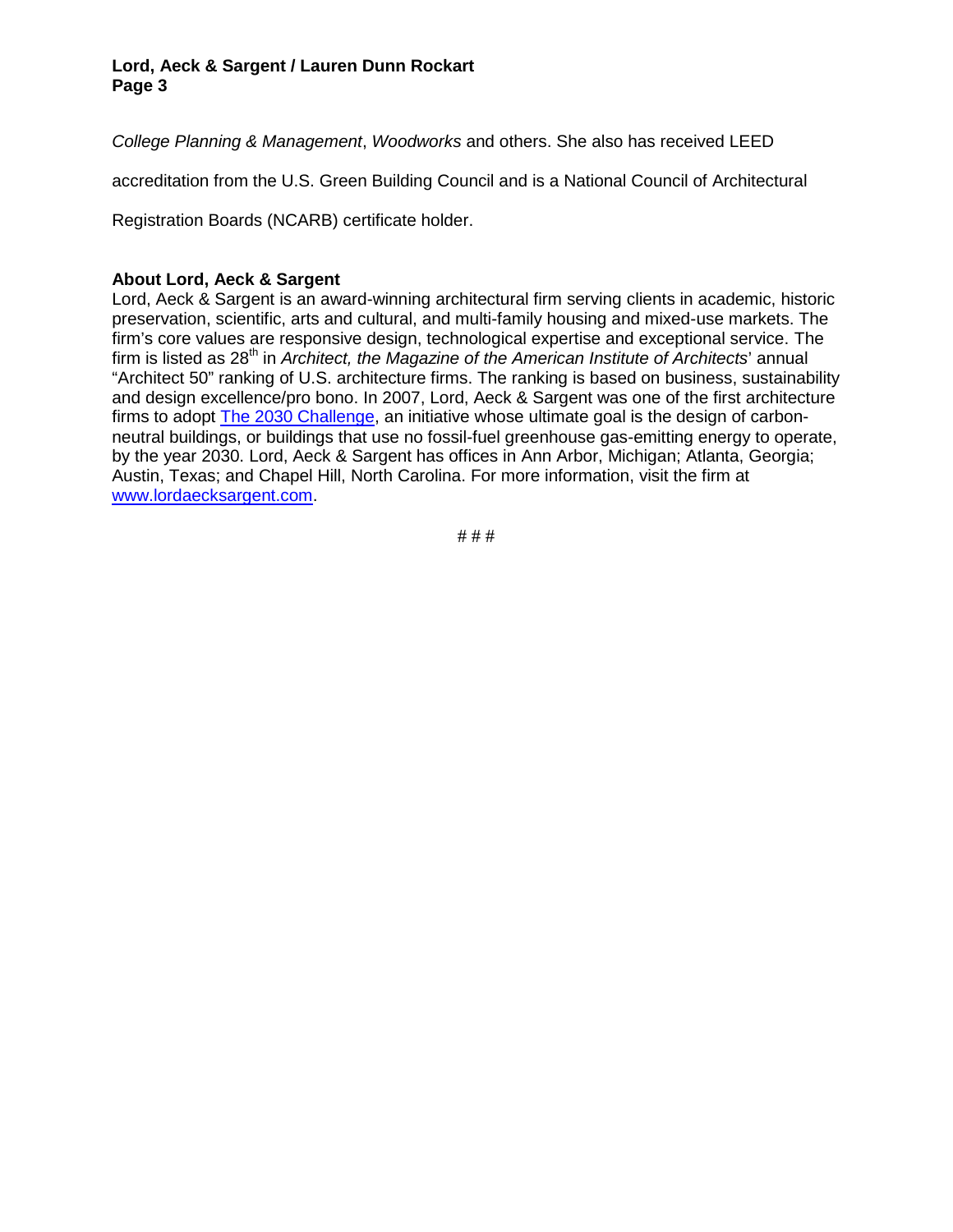*College Planning & Management*, *Woodworks* and others. She also has received LEED accreditation from the U.S. Green Building Council and is a National Council of Architectural Registration Boards (NCARB) certificate holder.

**About Lord, Aeck & Sargent**

Lord, Aeck & Sargent is an award-winning architectural firm serving clients in academic, historic preservation, scientific, arts and cultural, and multi-family housing and mixed-use markets. The firm's core values are responsive design, technological expertise and exceptional service. The firm is listed as 28th in *Architect, the Magazine of the American Institute of Architects*' annual "Architect 50" ranking of U.S. architecture firms. The ranking is based on business, sustainability and design excellence/pro bono. In 2007, Lord, Aeck & Sargent was one of the first architecture firms to adopt The 2030 Challenge, an initiative whose ultimate goal is the design of carbon-neutral buildings, or buildings that use no fossil-fuel greenhouse gas-emitting energy to operate, by the year 2030. Lord, Aeck & Sargent has offices in Ann Arbor, Michigan; Atlanta, Georgia; Austin, Texas; and Chapel Hill, North Carolina. For more information, visit the firm at www.lordaecksargent.com.

# # #